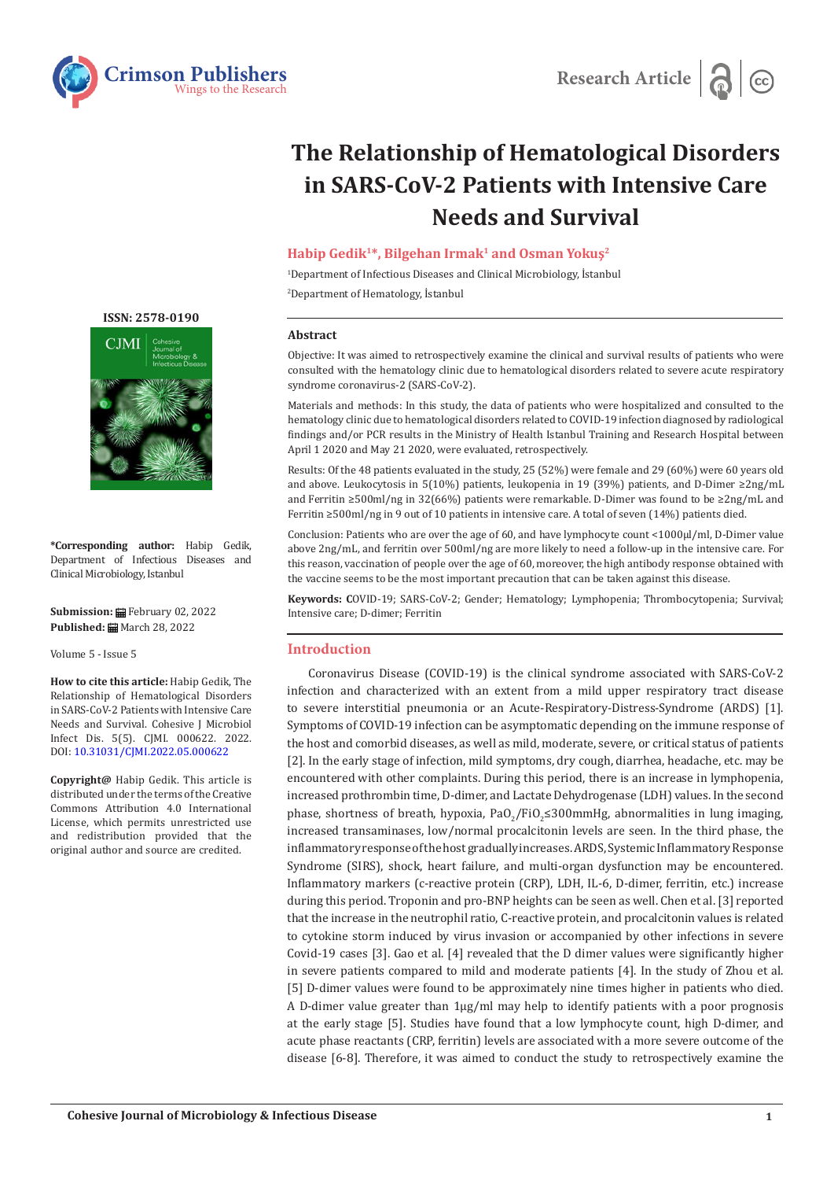# The Relationship of Hematological Disorders in SARS-CoV-2 Patients with Intensive Care Needs and Survival

**Habip Gedik[1]*, Bilgehan Irmak[1] and Osman Yokuş[2]**

[1]Department of Infectious Diseases and Clinical Microbiology, İstanbul

[2]Department of Hematology, İstanbul

ISSN: 2578-0190

**\*Corresponding author:** Habip Gedik, Department of Infectious Diseases and Clinical Microbiology, Istanbul

**Submission:** February 02, 2022
**Published:** March 28, 2022

Volume 5 - Issue 5

**How to cite this article:** Habip Gedik, The Relationship of Hematological Disorders in SARS-CoV-2 Patients with Intensive Care Needs and Survival. Cohesive J Microbiol Infect Dis. 5(5). CJMI. 000622. 2022. DOI: 10.31031/CJMI.2022.05.000622

**Copyright@** Habip Gedik. This article is distributed under the terms of the Creative Commons Attribution 4.0 International License, which permits unrestricted use and redistribution provided that the original author and source are credited.

## Abstract

Objective: It was aimed to retrospectively examine the clinical and survival results of patients who were consulted with the hematology clinic due to hematological disorders related to severe acute respiratory syndrome coronavirus-2 (SARS-CoV-2).

Materials and methods: In this study, the data of patients who were hospitalized and consulted to the hematology clinic due to hematological disorders related to COVID-19 infection diagnosed by radiological findings and/or PCR results in the Ministry of Health Istanbul Training and Research Hospital between April 1 2020 and May 21 2020, were evaluated, retrospectively.

Results: Of the 48 patients evaluated in the study, 25 (52%) were female and 29 (60%) were 60 years old and above. Leukocytosis in 5(10%) patients, leukopenia in 19 (39%) patients, and D-Dimer ≥2ng/mL and Ferritin ≥500ml/ng in 32(66%) patients were remarkable. D-Dimer was found to be ≥2ng/mL and Ferritin ≥500ml/ng in 9 out of 10 patients in intensive care. A total of seven (14%) patients died.

Conclusion: Patients who are over the age of 60, and have lymphocyte count <1000µl/ml, D-Dimer value above 2ng/mL, and ferritin over 500ml/ng are more likely to need a follow-up in the intensive care. For this reason, vaccination of people over the age of 60, moreover, the high antibody response obtained with the vaccine seems to be the most important precaution that can be taken against this disease.

**Keywords: C**OVID-19; SARS-CoV-2; Gender; Hematology; Lymphopenia; Thrombocytopenia; Survival; Intensive care; D-dimer; Ferritin

## Introduction

Coronavirus Disease (COVID-19) is the clinical syndrome associated with SARS-CoV-2 infection and characterized with an extent from a mild upper respiratory tract disease to severe interstitial pneumonia or an Acute-Respiratory-Distress-Syndrome (ARDS) [1]. Symptoms of COVID-19 infection can be asymptomatic depending on the immune response of the host and comorbid diseases, as well as mild, moderate, severe, or critical status of patients [2]. In the early stage of infection, mild symptoms, dry cough, diarrhea, headache, etc. may be encountered with other complaints. During this period, there is an increase in lymphopenia, increased prothrombin time, D-dimer, and Lactate Dehydrogenase (LDH) values. In the second phase, shortness of breath, hypoxia, $PaO_2/FiO_2 \leq 300$mmHg, abnormalities in lung imaging, increased transaminases, low/normal procalcitonin levels are seen. In the third phase, the inflammatory response of the host gradually increases. ARDS, Systemic Inflammatory Response Syndrome (SIRS), shock, heart failure, and multi-organ dysfunction may be encountered. Inflammatory markers (c-reactive protein (CRP), LDH, IL-6, D-dimer, ferritin, etc.) increase during this period. Troponin and pro-BNP heights can be seen as well. Chen et al. [3] reported that the increase in the neutrophil ratio, C-reactive protein, and procalcitonin values is related to cytokine storm induced by virus invasion or accompanied by other infections in severe Covid-19 cases [3]. Gao et al. [4] revealed that the D dimer values were significantly higher in severe patients compared to mild and moderate patients [4]. In the study of Zhou et al. [5] D-dimer values were found to be approximately nine times higher in patients who died. A D-dimer value greater than 1µg/ml may help to identify patients with a poor prognosis at the early stage [5]. Studies have found that a low lymphocyte count, high D-dimer, and acute phase reactants (CRP, ferritin) levels are associated with a more severe outcome of the disease [6-8]. Therefore, it was aimed to conduct the study to retrospectively examine the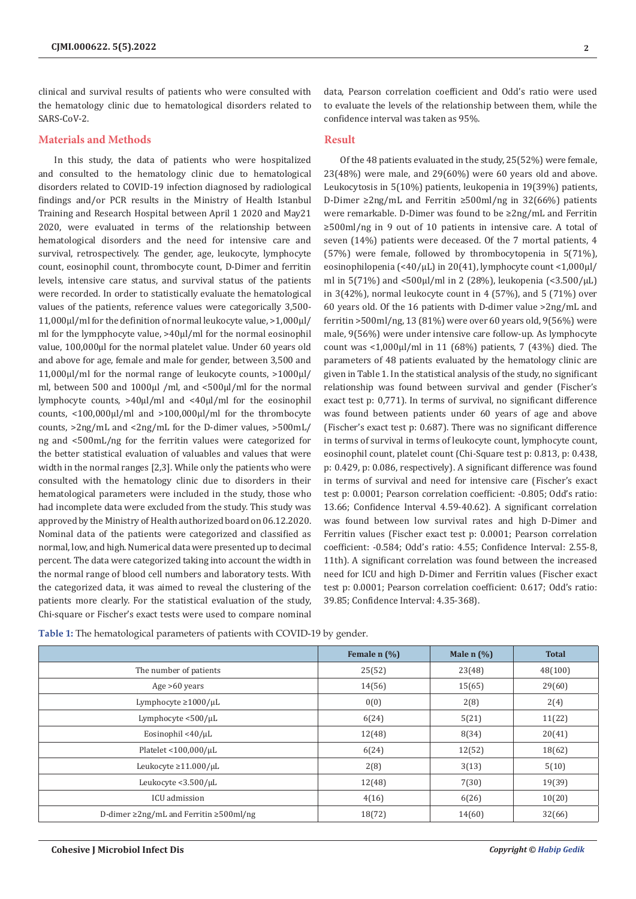clinical and survival results of patients who were consulted with the hematology clinic due to hematological disorders related to SARS-CoV-2.

## Materials and Methods

In this study, the data of patients who were hospitalized and consulted to the hematology clinic due to hematological disorders related to COVID-19 infection diagnosed by radiological findings and/or PCR results in the Ministry of Health Istanbul Training and Research Hospital between April 1 2020 and May21 2020, were evaluated in terms of the relationship between hematological disorders and the need for intensive care and survival, retrospectively. The gender, age, leukocyte, lymphocyte count, eosinophil count, thrombocyte count, D-Dimer and ferritin levels, intensive care status, and survival status of the patients were recorded. In order to statistically evaluate the hematological values of the patients, reference values were categorically 3,500-11,000µl/ml for the definition of normal leukocyte value, >1,000µl/ml for the lympphocyte value, >40µl/ml for the normal eosinophil value, 100,000µl for the normal platelet value. Under 60 years old and above for age, female and male for gender, between 3,500 and 11,000µl/ml for the normal range of leukocyte counts, >1000µl/ml, between 500 and 1000µl /ml, and <500µl/ml for the normal lymphocyte counts, >40µl/ml and <40µl/ml for the eosinophil counts, <100,000µl/ml and >100,000µl/ml for the thrombocyte counts, >2ng/mL and <2ng/mL for the D-dimer values, >500mL/ng and <500mL/ng for the ferritin values were categorized for the better statistical evaluation of valuables and values that were width in the normal ranges [2,3]. While only the patients who were consulted with the hematology clinic due to disorders in their hematological parameters were included in the study, those who had incomplete data were excluded from the study. This study was approved by the Ministry of Health authorized board on 06.12.2020. Nominal data of the patients were categorized and classified as normal, low, and high. Numerical data were presented up to decimal percent. The data were categorized taking into account the width in the normal range of blood cell numbers and laboratory tests. With the categorized data, it was aimed to reveal the clustering of the patients more clearly. For the statistical evaluation of the study, Chi-square or Fischer's exact tests were used to compare nominal data, Pearson correlation coefficient and Odd's ratio were used to evaluate the levels of the relationship between them, while the confidence interval was taken as 95%.

## Result

Of the 48 patients evaluated in the study, 25(52%) were female, 23(48%) were male, and 29(60%) were 60 years old and above. Leukocytosis in 5(10%) patients, leukopenia in 19(39%) patients, D-Dimer ≥2ng/mL and Ferritin ≥500ml/ng in 32(66%) patients were remarkable. D-Dimer was found to be ≥2ng/mL and Ferritin ≥500ml/ng in 9 out of 10 patients in intensive care. A total of seven (14%) patients were deceased. Of the 7 mortal patients, 4 (57%) were female, followed by thrombocytopenia in 5(71%), eosinophilopenia (<40/µL) in 20(41), lymphocyte count <1,000µl/ml in 5(71%) and <500µl/ml in 2 (28%), leukopenia (<3.500/µL) in 3(42%), normal leukocyte count in 4 (57%), and 5 (71%) over 60 years old. Of the 16 patients with D-dimer value >2ng/mL and ferritin >500ml/ng, 13 (81%) were over 60 years old, 9(56%) were male, 9(56%) were under intensive care follow-up. As lymphocyte count was <1,000µl/ml in 11 (68%) patients, 7 (43%) died. The parameters of 48 patients evaluated by the hematology clinic are given in Table 1. In the statistical analysis of the study, no significant relationship was found between survival and gender (Fischer's exact test p: 0,771). In terms of survival, no significant difference was found between patients under 60 years of age and above (Fischer's exact test p: 0.687). There was no significant difference in terms of survival in terms of leukocyte count, lymphocyte count, eosinophil count, platelet count (Chi-Square test p: 0.813, p: 0.438, p: 0.429, p: 0.086, respectively). A significant difference was found in terms of survival and need for intensive care (Fischer's exact test p: 0.0001; Pearson correlation coefficient: -0.805; Odd's ratio: 13.66; Confidence Interval 4.59-40.62). A significant correlation was found between low survival rates and high D-Dimer and Ferritin values (Fischer exact test p: 0.0001; Pearson correlation coefficient: -0.584; Odd's ratio: 4.55; Confidence Interval: 2.55-8, 11th). A significant correlation was found between the increased need for ICU and high D-Dimer and Ferritin values (Fischer exact test p: 0.0001; Pearson correlation coefficient: 0.617; Odd's ratio: 39.85; Confidence Interval: 4.35-368).

**Table 1:** The hematological parameters of patients with COVID-19 by gender.

| | Female n (%) | Male n (%) | Total |
|---|---|---|---|
| The number of patients | 25(52) | 23(48) | 48(100) |
| Age >60 years | 14(56) | 15(65) | 29(60) |
| Lymphocyte ≥1000/µL | 0(0) | 2(8) | 2(4) |
| Lymphocyte <500/µL | 6(24) | 5(21) | 11(22) |
| Eosinophil <40/µL | 12(48) | 8(34) | 20(41) |
| Platelet <100,000/µL | 6(24) | 12(52) | 18(62) |
| Leukocyte ≥11.000/µL | 2(8) | 3(13) | 5(10) |
| Leukocyte <3.500/µL | 12(48) | 7(30) | 19(39) |
| ICU admission | 4(16) | 6(26) | 10(20) |
| D-dimer ≥2ng/mL and Ferritin ≥500ml/ng | 18(72) | 14(60) | 32(66) |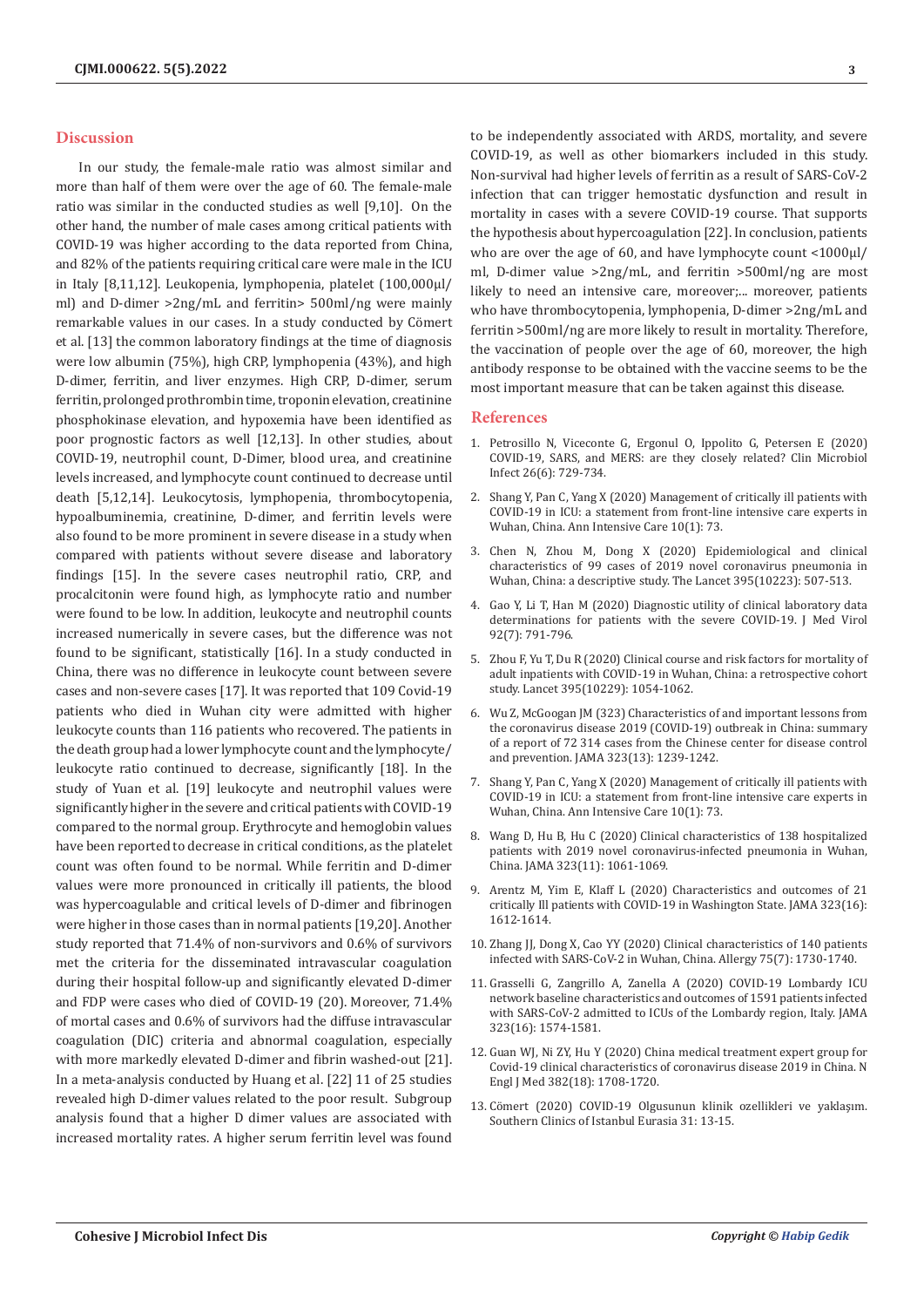## Discussion

In our study, the female-male ratio was almost similar and more than half of them were over the age of 60. The female-male ratio was similar in the conducted studies as well [9,10]. On the other hand, the number of male cases among critical patients with COVID-19 was higher according to the data reported from China, and 82% of the patients requiring critical care were male in the ICU in Italy [8,11,12]. Leukopenia, lymphopenia, platelet (100,000µl/ml) and D-dimer >2ng/mL and ferritin> 500ml/ng were mainly remarkable values in our cases. In a study conducted by Cömert et al. [13] the common laboratory findings at the time of diagnosis were low albumin (75%), high CRP, lymphopenia (43%), and high D-dimer, ferritin, and liver enzymes. High CRP, D-dimer, serum ferritin, prolonged prothrombin time, troponin elevation, creatinine phosphokinase elevation, and hypoxemia have been identified as poor prognostic factors as well [12,13]. In other studies, about COVID-19, neutrophil count, D-Dimer, blood urea, and creatinine levels increased, and lymphocyte count continued to decrease until death [5,12,14]. Leukocytosis, lymphopenia, thrombocytopenia, hypoalbuminemia, creatinine, D-dimer, and ferritin levels were also found to be more prominent in severe disease in a study when compared with patients without severe disease and laboratory findings [15]. In the severe cases neutrophil ratio, CRP, and procalcitonin were found high, as lymphocyte ratio and number were found to be low. In addition, leukocyte and neutrophil counts increased numerically in severe cases, but the difference was not found to be significant, statistically [16]. In a study conducted in China, there was no difference in leukocyte count between severe cases and non-severe cases [17]. It was reported that 109 Covid-19 patients who died in Wuhan city were admitted with higher leukocyte counts than 116 patients who recovered. The patients in the death group had a lower lymphocyte count and the lymphocyte/leukocyte ratio continued to decrease, significantly [18]. In the study of Yuan et al. [19] leukocyte and neutrophil values were significantly higher in the severe and critical patients with COVID-19 compared to the normal group. Erythrocyte and hemoglobin values have been reported to decrease in critical conditions, as the platelet count was often found to be normal. While ferritin and D-dimer values were more pronounced in critically ill patients, the blood was hypercoagulable and critical levels of D-dimer and fibrinogen were higher in those cases than in normal patients [19,20]. Another study reported that 71.4% of non-survivors and 0.6% of survivors met the criteria for the disseminated intravascular coagulation during their hospital follow-up and significantly elevated D-dimer and FDP were cases who died of COVID-19 (20). Moreover, 71.4% of mortal cases and 0.6% of survivors had the diffuse intravascular coagulation (DIC) criteria and abnormal coagulation, especially with more markedly elevated D-dimer and fibrin washed-out [21]. In a meta-analysis conducted by Huang et al. [22] 11 of 25 studies revealed high D-dimer values related to the poor result. Subgroup analysis found that a higher D dimer values are associated with increased mortality rates. A higher serum ferritin level was found to be independently associated with ARDS, mortality, and severe COVID-19, as well as other biomarkers included in this study. Non-survival had higher levels of ferritin as a result of SARS-CoV-2 infection that can trigger hemostatic dysfunction and result in mortality in cases with a severe COVID-19 course. That supports the hypothesis about hypercoagulation [22]. In conclusion, patients who are over the age of 60, and have lymphocyte count <1000µl/ml, D-dimer value >2ng/mL, and ferritin >500ml/ng are most likely to need an intensive care, moreover;... moreover, patients who have thrombocytopenia, lymphopenia, D-dimer >2ng/mL and ferritin >500ml/ng are more likely to result in mortality. Therefore, the vaccination of people over the age of 60, moreover, the high antibody response to be obtained with the vaccine seems to be the most important measure that can be taken against this disease.

## References

1. Petrosillo N, Viceconte G, Ergonul O, Ippolito G, Petersen E (2020) COVID-19, SARS, and MERS: are they closely related? Clin Microbiol Infect 26(6): 729-734.
2. Shang Y, Pan C, Yang X (2020) Management of critically ill patients with COVID-19 in ICU: a statement from front-line intensive care experts in Wuhan, China. Ann Intensive Care 10(1): 73.
3. Chen N, Zhou M, Dong X (2020) Epidemiological and clinical characteristics of 99 cases of 2019 novel coronavirus pneumonia in Wuhan, China: a descriptive study. The Lancet 395(10223): 507-513.
4. Gao Y, Li T, Han M (2020) Diagnostic utility of clinical laboratory data determinations for patients with the severe COVID-19. J Med Virol 92(7): 791-796.
5. Zhou F, Yu T, Du R (2020) Clinical course and risk factors for mortality of adult inpatients with COVID-19 in Wuhan, China: a retrospective cohort study. Lancet 395(10229): 1054-1062.
6. Wu Z, McGoogan JM (323) Characteristics of and important lessons from the coronavirus disease 2019 (COVID-19) outbreak in China: summary of a report of 72 314 cases from the Chinese center for disease control and prevention. JAMA 323(13): 1239-1242.
7. Shang Y, Pan C, Yang X (2020) Management of critically ill patients with COVID-19 in ICU: a statement from front-line intensive care experts in Wuhan, China. Ann Intensive Care 10(1): 73.
8. Wang D, Hu B, Hu C (2020) Clinical characteristics of 138 hospitalized patients with 2019 novel coronavirus-infected pneumonia in Wuhan, China. JAMA 323(11): 1061-1069.
9. Arentz M, Yim E, Klaff L (2020) Characteristics and outcomes of 21 critically Ill patients with COVID-19 in Washington State. JAMA 323(16): 1612-1614.
10. Zhang JJ, Dong X, Cao YY (2020) Clinical characteristics of 140 patients infected with SARS-CoV-2 in Wuhan, China. Allergy 75(7): 1730-1740.
11. Grasselli G, Zangrillo A, Zanella A (2020) COVID-19 Lombardy ICU network baseline characteristics and outcomes of 1591 patients infected with SARS-CoV-2 admitted to ICUs of the Lombardy region, Italy. JAMA 323(16): 1574-1581.
12. Guan WJ, Ni ZY, Hu Y (2020) China medical treatment expert group for Covid-19 clinical characteristics of coronavirus disease 2019 in China. N Engl J Med 382(18): 1708-1720.
13. Cömert (2020) COVID-19 Olgusunun klinik ozellikleri ve yaklaşım. Southern Clinics of Istanbul Eurasia 31: 13-15.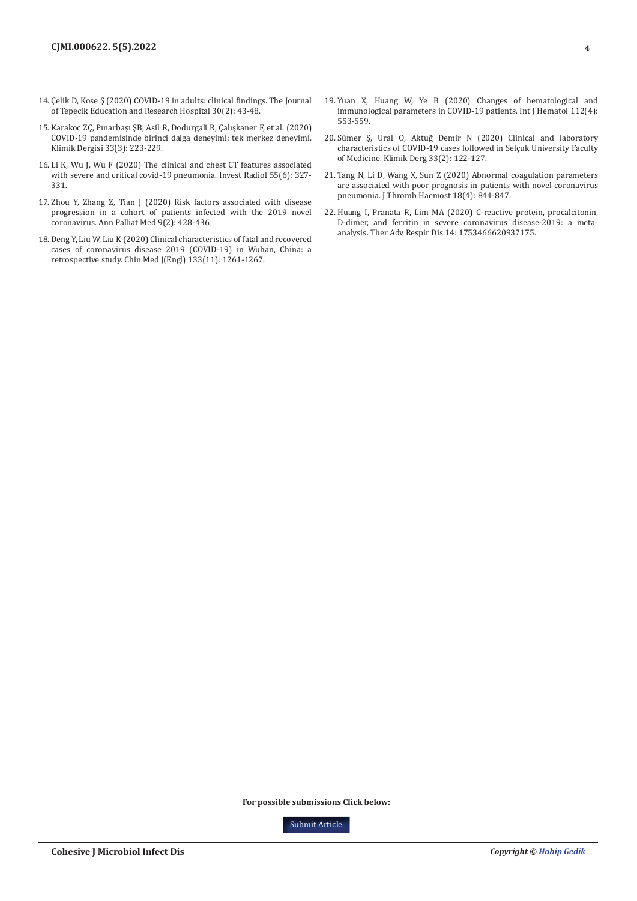14. Çelik D, Kose Ş (2020) COVID-19 in adults: clinical findings. The Journal of Tepecik Education and Research Hospital 30(2): 43-48.
15. Karakoç ZÇ, Pınarbaşı ŞB, Asil R, Dodurgali R, Çalışkaner F, et al. (2020) COVID-19 pandemisinde birinci dalga deneyimi: tek merkez deneyimi. Klimik Dergisi 33(3): 223-229.
16. Li K, Wu J, Wu F (2020) The clinical and chest CT features associated with severe and critical covid-19 pneumonia. Invest Radiol 55(6): 327-331.
17. Zhou Y, Zhang Z, Tian J (2020) Risk factors associated with disease progression in a cohort of patients infected with the 2019 novel coronavirus. Ann Palliat Med 9(2): 428-436.
18. Deng Y, Liu W, Liu K (2020) Clinical characteristics of fatal and recovered cases of coronavirus disease 2019 (COVID-19) in Wuhan, China: a retrospective study. Chin Med J(Engl) 133(11): 1261-1267.
19. Yuan X, Huang W, Ye B (2020) Changes of hematological and immunological parameters in COVID-19 patients. Int J Hematol 112(4): 553-559.
20. Sümer Ş, Ural O, Aktuğ Demir N (2020) Clinical and laboratory characteristics of COVID-19 cases followed in Selçuk University Faculty of Medicine. Klimik Derg 33(2): 122-127.
21. Tang N, Li D, Wang X, Sun Z (2020) Abnormal coagulation parameters are associated with poor prognosis in patients with novel coronavirus pneumonia. J Thromb Haemost 18(4): 844-847.
22. Huang I, Pranata R, Lim MA (2020) C-reactive protein, procalcitonin, D-dimer, and ferritin in severe coronavirus disease-2019: a meta-analysis. Ther Adv Respir Dis 14: 1753466620937175.

**For possible submissions Click below:**

Submit Article